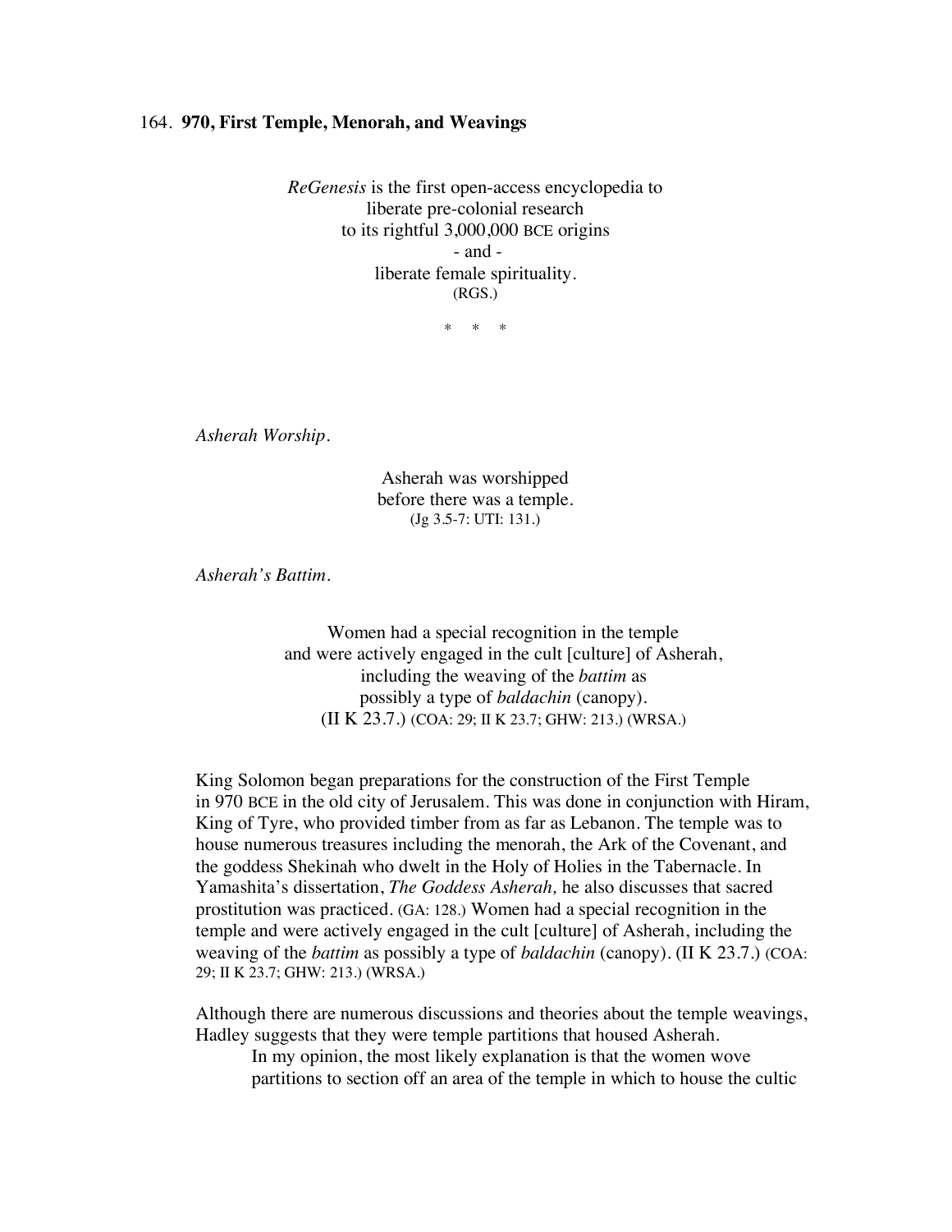## 164. **970, First Temple, Menorah, and Weavings**

*ReGenesis* is the first open-access encyclopedia to
liberate pre-colonial research
to its rightful 3,000,000 BCE origins
\- and -
liberate female spirituality.
(RGS.)

\* \* \*

*Asherah Worship*.

Asherah was worshipped
before there was a temple.
(Jg 3.5-7: UTI: 131.)

*Asherah's Battim*.

Women had a special recognition in the temple
and were actively engaged in the cult [culture] of Asherah,
including the weaving of the *battim* as
possibly a type of *baldachin* (canopy).
(II K 23.7.) (COA: 29; II K 23.7; GHW: 213.) (WRSA.)

King Solomon began preparations for the construction of the First Temple in 970 BCE in the old city of Jerusalem. This was done in conjunction with Hiram, King of Tyre, who provided timber from as far as Lebanon. The temple was to house numerous treasures including the menorah, the Ark of the Covenant, and the goddess Shekinah who dwelt in the Holy of Holies in the Tabernacle. In Yamashita's dissertation, *The Goddess Asherah,* he also discusses that sacred prostitution was practiced. (GA: 128.) Women had a special recognition in the temple and were actively engaged in the cult [culture] of Asherah, including the weaving of the *battim* as possibly a type of *baldachin* (canopy). (II K 23.7.) (COA: 29; II K 23.7; GHW: 213.) (WRSA.)

Although there are numerous discussions and theories about the temple weavings, Hadley suggests that they were temple partitions that housed Asherah.

> In my opinion, the most likely explanation is that the women wove partitions to section off an area of the temple in which to house the cultic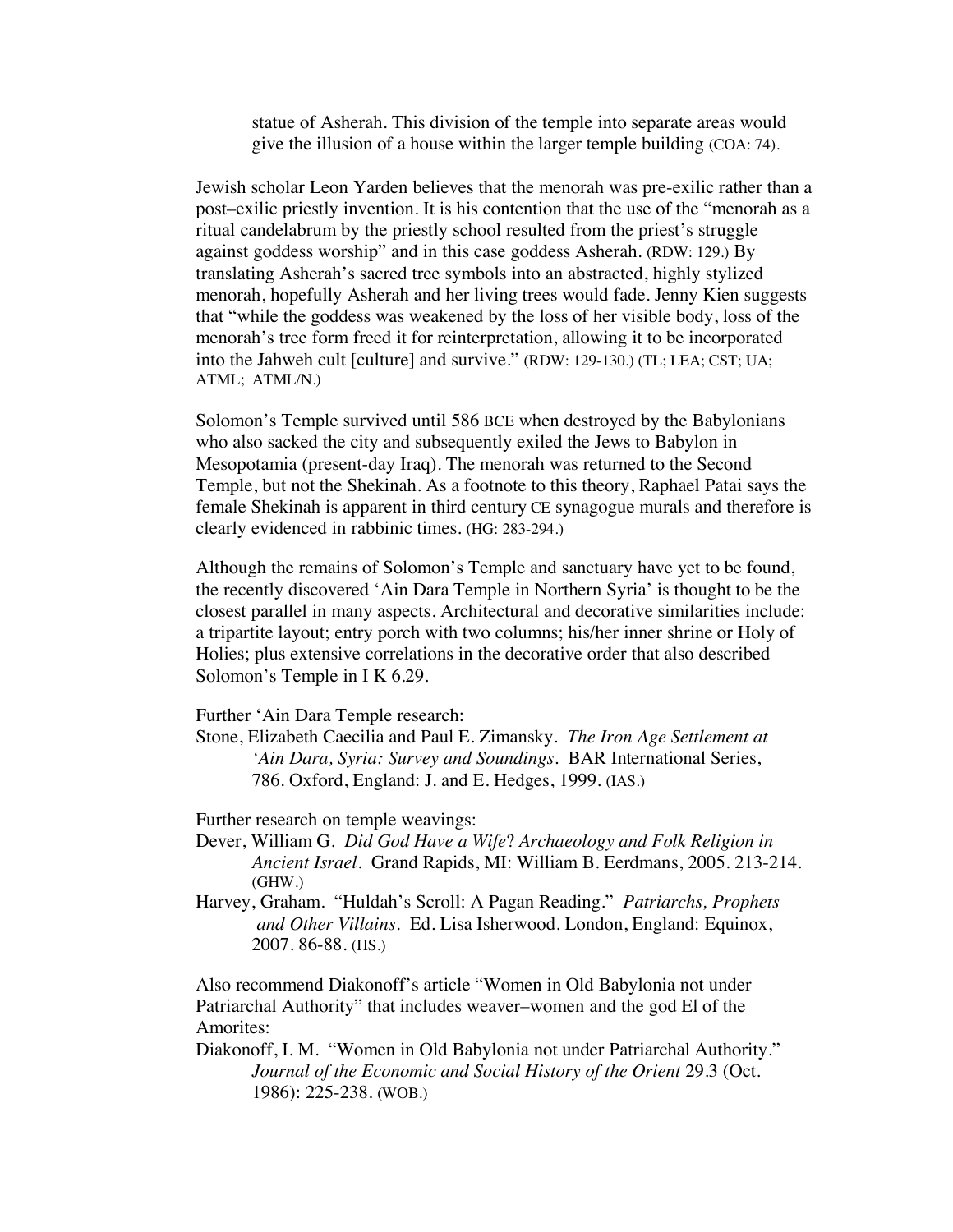> statue of Asherah. This division of the temple into separate areas would give the illusion of a house within the larger temple building (COA: 74).

Jewish scholar Leon Yarden believes that the menorah was pre-exilic rather than a post–exilic priestly invention. It is his contention that the use of the "menorah as a ritual candelabrum by the priestly school resulted from the priest's struggle against goddess worship" and in this case goddess Asherah. (RDW: 129.) By translating Asherah's sacred tree symbols into an abstracted, highly stylized menorah, hopefully Asherah and her living trees would fade. Jenny Kien suggests that "while the goddess was weakened by the loss of her visible body, loss of the menorah's tree form freed it for reinterpretation, allowing it to be incorporated into the Jahweh cult [culture] and survive." (RDW: 129-130.) (TL; LEA; CST; UA; ATML; ATML/N.)

Solomon's Temple survived until 586 BCE when destroyed by the Babylonians who also sacked the city and subsequently exiled the Jews to Babylon in Mesopotamia (present-day Iraq). The menorah was returned to the Second Temple, but not the Shekinah. As a footnote to this theory, Raphael Patai says the female Shekinah is apparent in third century CE synagogue murals and therefore is clearly evidenced in rabbinic times. (HG: 283-294.)

Although the remains of Solomon's Temple and sanctuary have yet to be found, the recently discovered 'Ain Dara Temple in Northern Syria' is thought to be the closest parallel in many aspects. Architectural and decorative similarities include: a tripartite layout; entry porch with two columns; his/her inner shrine or Holy of Holies; plus extensive correlations in the decorative order that also described Solomon's Temple in I K 6.29.

Further 'Ain Dara Temple research:

Stone, Elizabeth Caecilia and Paul E. Zimansky. *The Iron Age Settlement at 'Ain Dara, Syria: Survey and Soundings*. BAR International Series, 786. Oxford, England: J. and E. Hedges, 1999. (IAS.)

Further research on temple weavings:

Dever, William G. *Did God Have a Wife? Archaeology and Folk Religion in Ancient Israel*. Grand Rapids, MI: William B. Eerdmans, 2005. 213-214. (GHW.)

Harvey, Graham. "Huldah's Scroll: A Pagan Reading." *Patriarchs, Prophets and Other Villains*. Ed. Lisa Isherwood. London, England: Equinox, 2007. 86-88. (HS.)

Also recommend Diakonoff's article "Women in Old Babylonia not under Patriarchal Authority" that includes weaver–women and the god El of the Amorites:

Diakonoff, I. M. "Women in Old Babylonia not under Patriarchal Authority." *Journal of the Economic and Social History of the Orient* 29.3 (Oct. 1986): 225-238. (WOB.)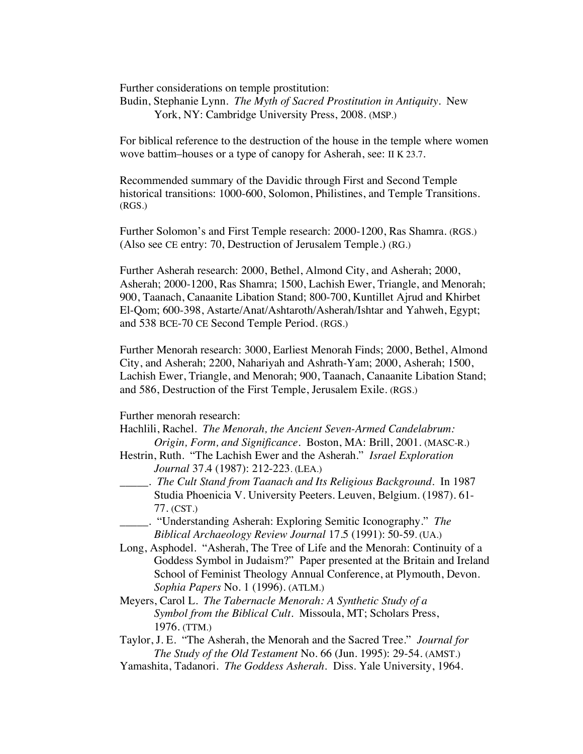Further considerations on temple prostitution:

Budin, Stephanie Lynn. *The Myth of Sacred Prostitution in Antiquity*. New York, NY: Cambridge University Press, 2008. (MSP.)

For biblical reference to the destruction of the house in the temple where women wove battim–houses or a type of canopy for Asherah, see: II K 23.7.

Recommended summary of the Davidic through First and Second Temple historical transitions: 1000-600, Solomon, Philistines, and Temple Transitions. (RGS.)

Further Solomon's and First Temple research: 2000-1200, Ras Shamra. (RGS.) (Also see CE entry: 70, Destruction of Jerusalem Temple.) (RG.)

Further Asherah research: 2000, Bethel, Almond City, and Asherah; 2000, Asherah; 2000-1200, Ras Shamra; 1500, Lachish Ewer, Triangle, and Menorah; 900, Taanach, Canaanite Libation Stand; 800-700, Kuntillet Ajrud and Khirbet El-Qom; 600-398, Astarte/Anat/Ashtaroth/Asherah/Ishtar and Yahweh, Egypt; and 538 BCE-70 CE Second Temple Period. (RGS.)

Further Menorah research: 3000, Earliest Menorah Finds; 2000, Bethel, Almond City, and Asherah; 2200, Nahariyah and Ashrath-Yam; 2000, Asherah; 1500, Lachish Ewer, Triangle, and Menorah; 900, Taanach, Canaanite Libation Stand; and 586, Destruction of the First Temple, Jerusalem Exile. (RGS.)

Further menorah research:

Hachlili, Rachel. *The Menorah, the Ancient Seven-Armed Candelabrum: Origin, Form, and Significance*. Boston, MA: Brill, 2001. (MASC-R.)

Hestrin, Ruth. "The Lachish Ewer and the Asherah." *Israel Exploration Journal* 37.4 (1987): 212-223. (LEA.)

_____. *The Cult Stand from Taanach and Its Religious Background*. In 1987 Studia Phoenicia V. University Peeters. Leuven, Belgium. (1987). 61-77. (CST.)

_____. "Understanding Asherah: Exploring Semitic Iconography." *The Biblical Archaeology Review Journal* 17.5 (1991): 50-59. (UA.)

Long, Asphodel. "Asherah, The Tree of Life and the Menorah: Continuity of a Goddess Symbol in Judaism?" Paper presented at the Britain and Ireland School of Feminist Theology Annual Conference, at Plymouth, Devon. *Sophia Papers* No. 1 (1996). (ATLM.)

Meyers, Carol L. *The Tabernacle Menorah: A Synthetic Study of a Symbol from the Biblical Cult*. Missoula, MT; Scholars Press, 1976. (TTM.)

Taylor, J. E. "The Asherah, the Menorah and the Sacred Tree." *Journal for The Study of the Old Testament* No. 66 (Jun. 1995): 29-54. (AMST.)

Yamashita, Tadanori. *The Goddess Asherah*. Diss. Yale University, 1964.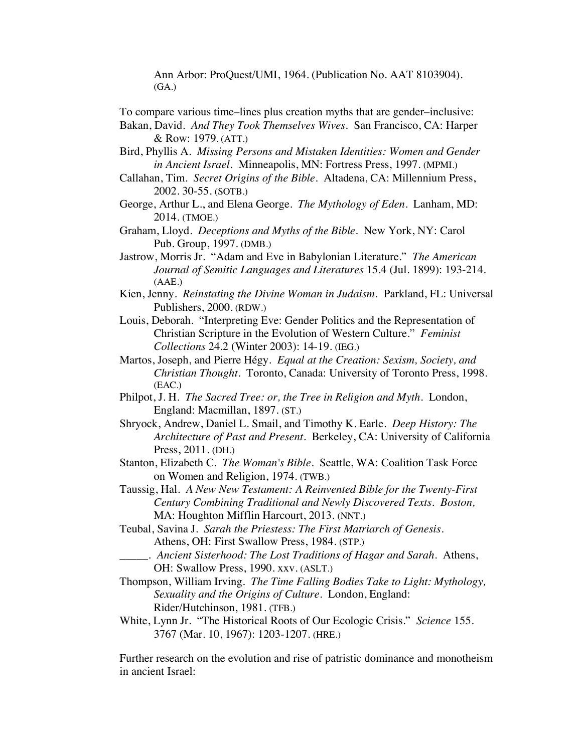Ann Arbor: ProQuest/UMI, 1964. (Publication No. AAT 8103904). (GA.)

To compare various time–lines plus creation myths that are gender–inclusive:

Bakan, David. *And They Took Themselves Wives*. San Francisco, CA: Harper & Row: 1979. (ATT.)

Bird, Phyllis A. *Missing Persons and Mistaken Identities: Women and Gender in Ancient Israel*. Minneapolis, MN: Fortress Press, 1997. (MPMI.)

Callahan, Tim. *Secret Origins of the Bible*. Altadena, CA: Millennium Press, 2002. 30-55. (SOTB.)

George, Arthur L., and Elena George. *The Mythology of Eden*. Lanham, MD: 2014. (TMOE.)

Graham, Lloyd. *Deceptions and Myths of the Bible*. New York, NY: Carol Pub. Group, 1997. (DMB.)

Jastrow, Morris Jr. "Adam and Eve in Babylonian Literature." *The American Journal of Semitic Languages and Literatures* 15.4 (Jul. 1899): 193-214. (AAE.)

Kien, Jenny. *Reinstating the Divine Woman in Judaism*. Parkland, FL: Universal Publishers, 2000. (RDW.)

Louis, Deborah. "Interpreting Eve: Gender Politics and the Representation of Christian Scripture in the Evolution of Western Culture." *Feminist Collections* 24.2 (Winter 2003): 14-19. (IEG.)

Martos, Joseph, and Pierre Hégy. *Equal at the Creation: Sexism, Society, and Christian Thought*. Toronto, Canada: University of Toronto Press, 1998. (EAC.)

Philpot, J. H. *The Sacred Tree: or, the Tree in Religion and Myth*. London, England: Macmillan, 1897. (ST.)

Shryock, Andrew, Daniel L. Smail, and Timothy K. Earle. *Deep History: The Architecture of Past and Present*. Berkeley, CA: University of California Press, 2011. (DH.)

Stanton, Elizabeth C. *The Woman's Bible*. Seattle, WA: Coalition Task Force on Women and Religion, 1974. (TWB.)

Taussig, Hal. *A New New Testament: A Reinvented Bible for the Twenty-First Century Combining Traditional and Newly Discovered Texts. Boston,* MA: Houghton Mifflin Harcourt, 2013. (NNT.)

Teubal, Savina J. *Sarah the Priestess: The First Matriarch of Genesis*. Athens, OH: First Swallow Press, 1984. (STP.)

_____. *Ancient Sisterhood: The Lost Traditions of Hagar and Sarah*. Athens, OH: Swallow Press, 1990. xxv. (ASLT.)

Thompson, William Irving. *The Time Falling Bodies Take to Light: Mythology, Sexuality and the Origins of Culture*. London, England: Rider/Hutchinson, 1981. (TFB.)

White, Lynn Jr. "The Historical Roots of Our Ecologic Crisis." *Science* 155. 3767 (Mar. 10, 1967): 1203-1207. (HRE.)

Further research on the evolution and rise of patristic dominance and monotheism in ancient Israel: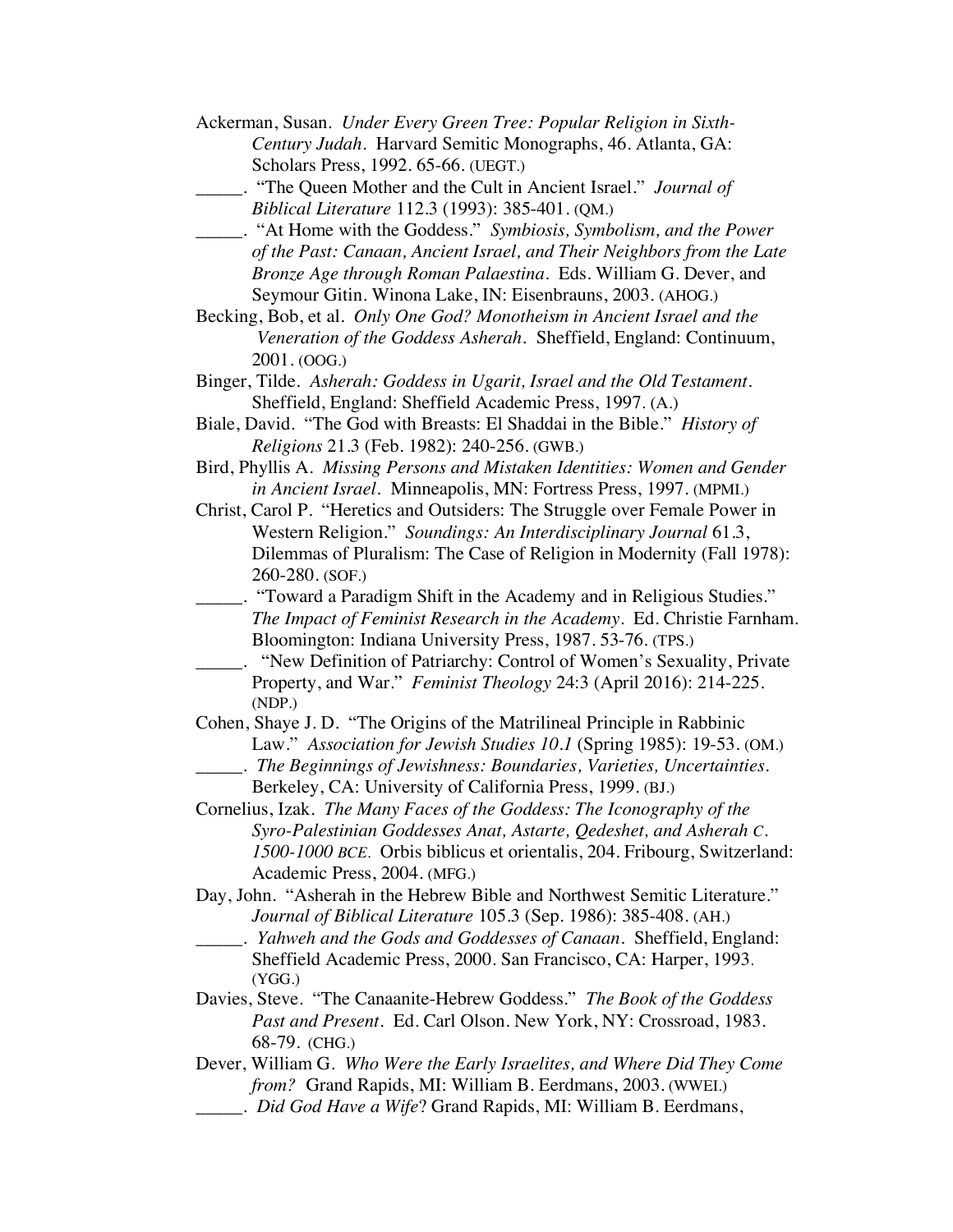Ackerman, Susan. *Under Every Green Tree: Popular Religion in Sixth-Century Judah*. Harvard Semitic Monographs, 46. Atlanta, GA: Scholars Press, 1992. 65-66. (UEGT.)

_____. "The Queen Mother and the Cult in Ancient Israel." *Journal of Biblical Literature* 112.3 (1993): 385-401. (QM.)

_____. "At Home with the Goddess." *Symbiosis, Symbolism, and the Power of the Past: Canaan, Ancient Israel, and Their Neighbors from the Late Bronze Age through Roman Palaestina*. Eds. William G. Dever, and Seymour Gitin. Winona Lake, IN: Eisenbrauns, 2003. (AHOG.)

Becking, Bob, et al. *Only One God? Monotheism in Ancient Israel and the Veneration of the Goddess Asherah*. Sheffield, England: Continuum, 2001. (OOG.)

Binger, Tilde. *Asherah: Goddess in Ugarit, Israel and the Old Testament*. Sheffield, England: Sheffield Academic Press, 1997. (A.)

Biale, David. "The God with Breasts: El Shaddai in the Bible." *History of Religions* 21.3 (Feb. 1982): 240-256. (GWB.)

Bird, Phyllis A. *Missing Persons and Mistaken Identities: Women and Gender in Ancient Israel*. Minneapolis, MN: Fortress Press, 1997. (MPMI.)

Christ, Carol P. "Heretics and Outsiders: The Struggle over Female Power in Western Religion." *Soundings: An Interdisciplinary Journal* 61.3, Dilemmas of Pluralism: The Case of Religion in Modernity (Fall 1978): 260-280. (SOF.)

_____. "Toward a Paradigm Shift in the Academy and in Religious Studies." *The Impact of Feminist Research in the Academy*. Ed. Christie Farnham. Bloomington: Indiana University Press, 1987. 53-76. (TPS.)

_____. "New Definition of Patriarchy: Control of Women's Sexuality, Private Property, and War." *Feminist Theology* 24:3 (April 2016): 214-225. (NDP.)

Cohen, Shaye J. D. "The Origins of the Matrilineal Principle in Rabbinic Law." *Association for Jewish Studies 10.1* (Spring 1985): 19-53. (OM.)

_____. *The Beginnings of Jewishness: Boundaries, Varieties, Uncertainties*. Berkeley, CA: University of California Press, 1999. (BJ.)

Cornelius, Izak. *The Many Faces of the Goddess: The Iconography of the Syro-Palestinian Goddesses Anat, Astarte, Qedeshet, and Asherah C. 1500-1000 BCE.* Orbis biblicus et orientalis, 204. Fribourg, Switzerland: Academic Press, 2004. (MFG.)

Day, John. "Asherah in the Hebrew Bible and Northwest Semitic Literature." *Journal of Biblical Literature* 105.3 (Sep. 1986): 385-408. (AH.)

_____. *Yahweh and the Gods and Goddesses of Canaan*. Sheffield, England: Sheffield Academic Press, 2000. San Francisco, CA: Harper, 1993. (YGG.)

Davies, Steve. "The Canaanite-Hebrew Goddess." *The Book of the Goddess Past and Present*. Ed. Carl Olson. New York, NY: Crossroad, 1983. 68-79. (CHG.)

Dever, William G. *Who Were the Early Israelites, and Where Did They Come from?* Grand Rapids, MI: William B. Eerdmans, 2003. (WWEI.)

_____. *Did God Have a Wife*? Grand Rapids, MI: William B. Eerdmans,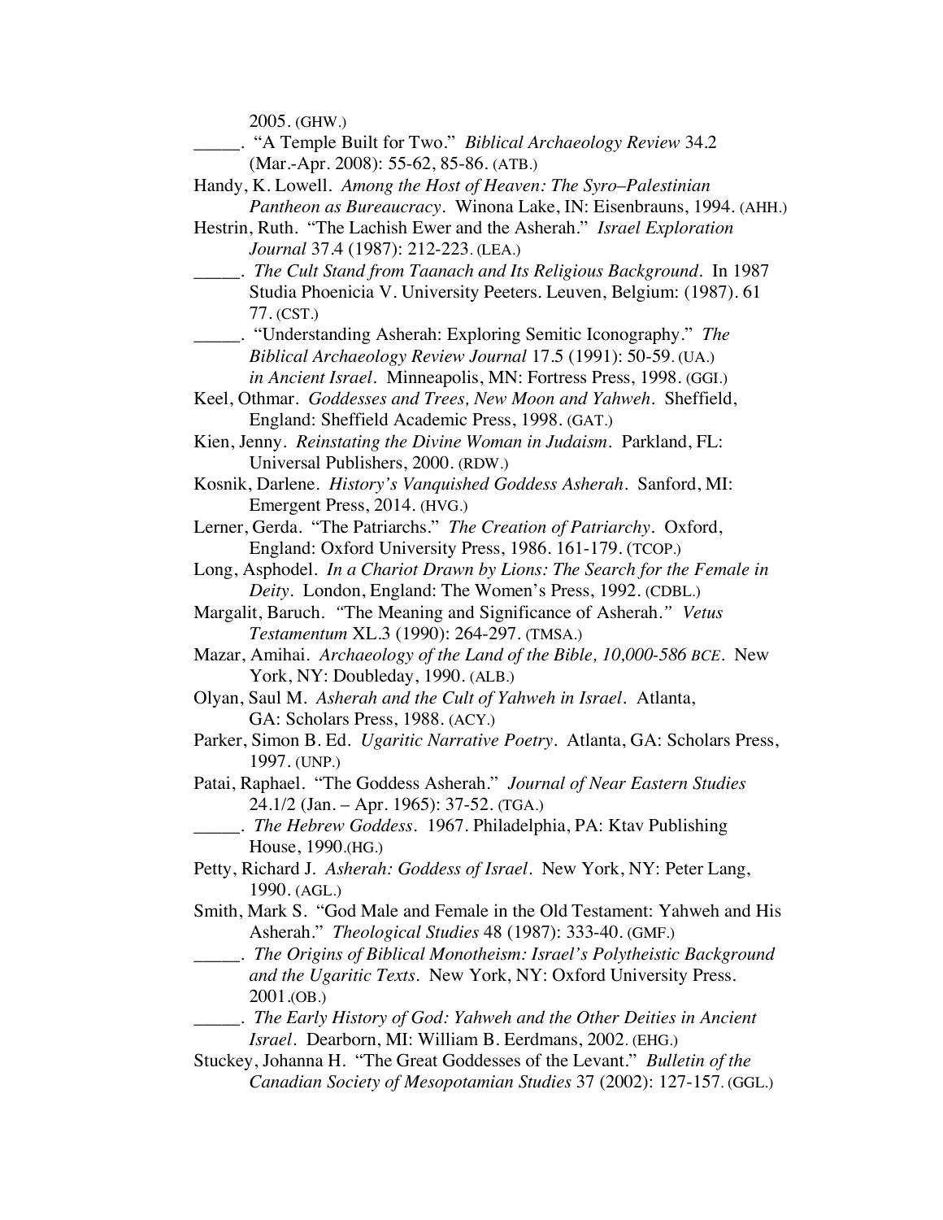2005. (GHW.)

_____. "A Temple Built for Two." *Biblical Archaeology Review* 34.2 (Mar.-Apr. 2008): 55-62, 85-86. (ATB.)

Handy, K. Lowell. *Among the Host of Heaven: The Syro–Palestinian Pantheon as Bureaucracy*. Winona Lake, IN: Eisenbrauns, 1994. (AHH.)

Hestrin, Ruth. "The Lachish Ewer and the Asherah." *Israel Exploration Journal* 37.4 (1987): 212-223. (LEA.)

_____. *The Cult Stand from Taanach and Its Religious Background*. In 1987 Studia Phoenicia V. University Peeters. Leuven, Belgium: (1987). 61 77. (CST.)

_____. "Understanding Asherah: Exploring Semitic Iconography." *The Biblical Archaeology Review Journal* 17.5 (1991): 50-59. (UA.) *in Ancient Israel*. Minneapolis, MN: Fortress Press, 1998. (GGI.)

Keel, Othmar. *Goddesses and Trees, New Moon and Yahweh*. Sheffield, England: Sheffield Academic Press, 1998. (GAT.)

Kien, Jenny. *Reinstating the Divine Woman in Judaism*. Parkland, FL: Universal Publishers, 2000. (RDW.)

Kosnik, Darlene. *History's Vanquished Goddess Asherah*. Sanford, MI: Emergent Press, 2014. (HVG.)

Lerner, Gerda. "The Patriarchs." *The Creation of Patriarchy*. Oxford, England: Oxford University Press, 1986. 161-179. (TCOP.)

Long, Asphodel. *In a Chariot Drawn by Lions: The Search for the Female in Deity*. London, England: The Women's Press, 1992. (CDBL.)

Margalit, Baruch. "The Meaning and Significance of Asherah." *Vetus Testamentum* XL.3 (1990): 264-297. (TMSA.)

Mazar, Amihai. *Archaeology of the Land of the Bible, 10,000-586 BCE*. New York, NY: Doubleday, 1990. (ALB.)

Olyan, Saul M. *Asherah and the Cult of Yahweh in Israel*. Atlanta, GA: Scholars Press, 1988. (ACY.)

Parker, Simon B. Ed. *Ugaritic Narrative Poetry*. Atlanta, GA: Scholars Press, 1997. (UNP.)

Patai, Raphael. "The Goddess Asherah." *Journal of Near Eastern Studies* 24.1/2 (Jan. – Apr. 1965): 37-52. (TGA.)

_____. *The Hebrew Goddess*. 1967. Philadelphia, PA: Ktav Publishing House, 1990.(HG.)

Petty, Richard J. *Asherah: Goddess of Israel*. New York, NY: Peter Lang, 1990. (AGL.)

Smith, Mark S. "God Male and Female in the Old Testament: Yahweh and His Asherah." *Theological Studies* 48 (1987): 333-40. (GMF.)

_____. *The Origins of Biblical Monotheism: Israel's Polytheistic Background and the Ugaritic Texts*. New York, NY: Oxford University Press. 2001.(OB.)

_____. *The Early History of God: Yahweh and the Other Deities in Ancient Israel*. Dearborn, MI: William B. Eerdmans, 2002. (EHG.)

Stuckey, Johanna H. "The Great Goddesses of the Levant." *Bulletin of the Canadian Society of Mesopotamian Studies* 37 (2002): 127-157. (GGL.)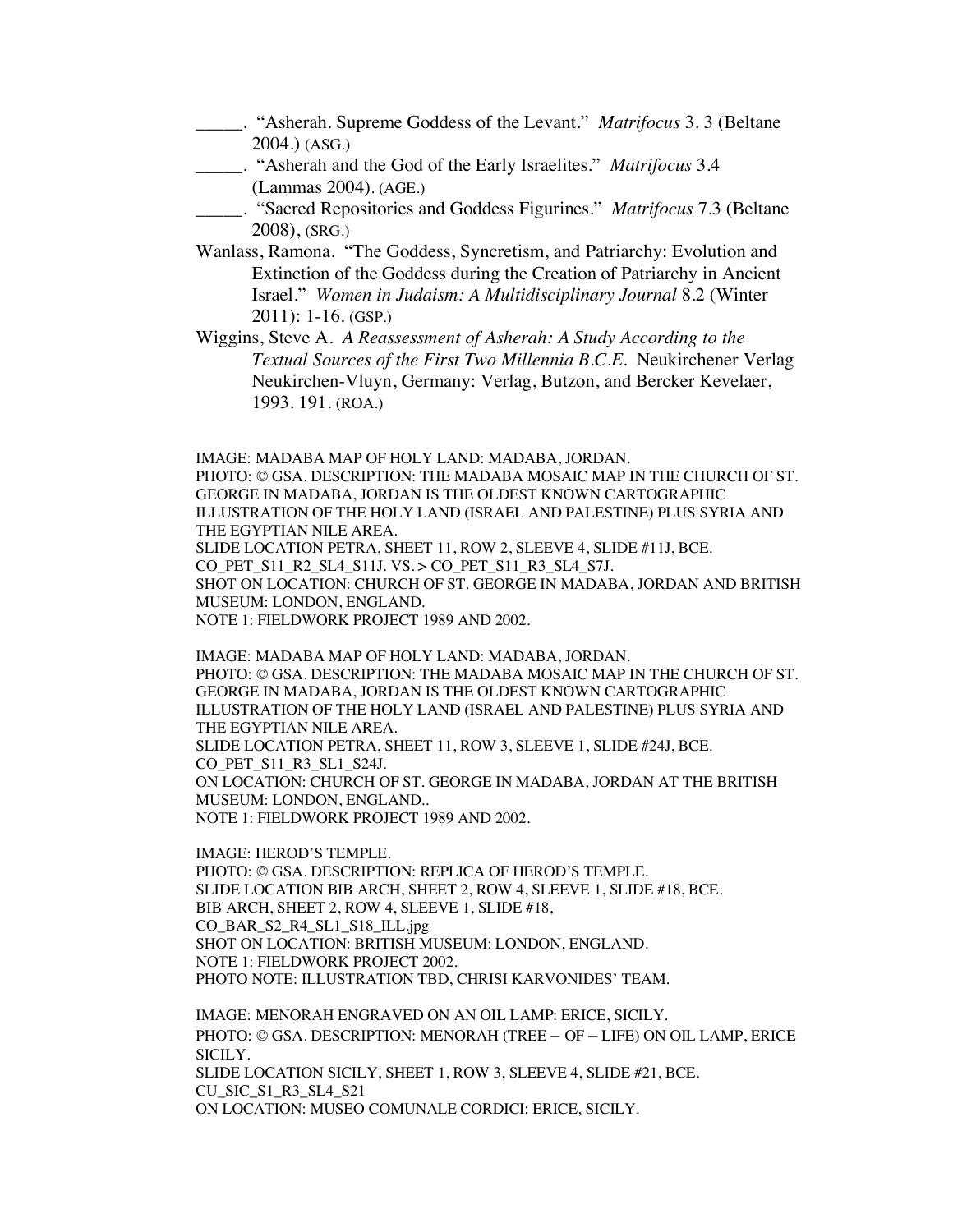_____. "Asherah. Supreme Goddess of the Levant." *Matrifocus* 3. 3 (Beltane 2004.) (ASG.)

_____. "Asherah and the God of the Early Israelites." *Matrifocus* 3.4 (Lammas 2004). (AGE.)

_____. "Sacred Repositories and Goddess Figurines." *Matrifocus* 7.3 (Beltane 2008), (SRG.)

Wanlass, Ramona. "The Goddess, Syncretism, and Patriarchy: Evolution and Extinction of the Goddess during the Creation of Patriarchy in Ancient Israel." *Women in Judaism: A Multidisciplinary Journal* 8.2 (Winter 2011): 1-16. (GSP.)

Wiggins, Steve A. *A Reassessment of Asherah: A Study According to the Textual Sources of the First Two Millennia B.C.E.* Neukirchener Verlag Neukirchen-Vluyn, Germany: Verlag, Butzon, and Bercker Kevelaer, 1993. 191. (ROA.)

IMAGE: MADABA MAP OF HOLY LAND: MADABA, JORDAN.
PHOTO: © GSA. DESCRIPTION: THE MADABA MOSAIC MAP IN THE CHURCH OF ST. GEORGE IN MADABA, JORDAN IS THE OLDEST KNOWN CARTOGRAPHIC ILLUSTRATION OF THE HOLY LAND (ISRAEL AND PALESTINE) PLUS SYRIA AND THE EGYPTIAN NILE AREA.
SLIDE LOCATION PETRA, SHEET 11, ROW 2, SLEEVE 4, SLIDE #11J, BCE.
CO_PET_S11_R2_SL4_S11J. VS.> CO_PET_S11_R3_SL4_S7J.
SHOT ON LOCATION: CHURCH OF ST. GEORGE IN MADABA, JORDAN AND BRITISH MUSEUM: LONDON, ENGLAND.
NOTE 1: FIELDWORK PROJECT 1989 AND 2002.

IMAGE: MADABA MAP OF HOLY LAND: MADABA, JORDAN.
PHOTO: © GSA. DESCRIPTION: THE MADABA MOSAIC MAP IN THE CHURCH OF ST. GEORGE IN MADABA, JORDAN IS THE OLDEST KNOWN CARTOGRAPHIC ILLUSTRATION OF THE HOLY LAND (ISRAEL AND PALESTINE) PLUS SYRIA AND THE EGYPTIAN NILE AREA.
SLIDE LOCATION PETRA, SHEET 11, ROW 3, SLEEVE 1, SLIDE #24J, BCE.
CO_PET_S11_R3_SL1_S24J.
ON LOCATION: CHURCH OF ST. GEORGE IN MADABA, JORDAN AT THE BRITISH MUSEUM: LONDON, ENGLAND..
NOTE 1: FIELDWORK PROJECT 1989 AND 2002.

IMAGE: HEROD'S TEMPLE.
PHOTO: © GSA. DESCRIPTION: REPLICA OF HEROD'S TEMPLE.
SLIDE LOCATION BIB ARCH, SHEET 2, ROW 4, SLEEVE 1, SLIDE #18, BCE.
BIB ARCH, SHEET 2, ROW 4, SLEEVE 1, SLIDE #18,
CO_BAR_S2_R4_SL1_S18_ILL.jpg
SHOT ON LOCATION: BRITISH MUSEUM: LONDON, ENGLAND.
NOTE 1: FIELDWORK PROJECT 2002.
PHOTO NOTE: ILLUSTRATION TBD, CHRISI KARVONIDES' TEAM.

IMAGE: MENORAH ENGRAVED ON AN OIL LAMP: ERICE, SICILY.
PHOTO: © GSA. DESCRIPTION: MENORAH (TREE – OF – LIFE) ON OIL LAMP, ERICE SICILY.
SLIDE LOCATION SICILY, SHEET 1, ROW 3, SLEEVE 4, SLIDE #21, BCE.
CU_SIC_S1_R3_SL4_S21
ON LOCATION: MUSEO COMUNALE CORDICI: ERICE, SICILY.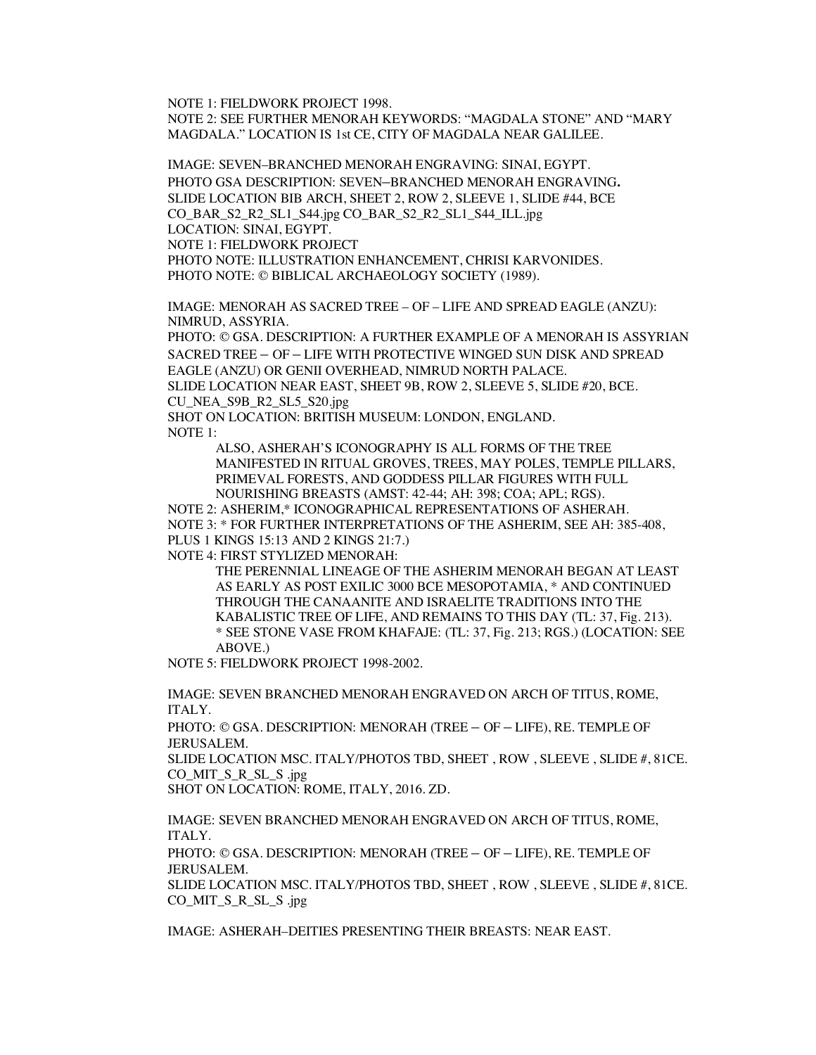NOTE 1: FIELDWORK PROJECT 1998.
NOTE 2: SEE FURTHER MENORAH KEYWORDS: "MAGDALA STONE" AND "MARY MAGDALA." LOCATION IS 1st CE, CITY OF MAGDALA NEAR GALILEE.

IMAGE: SEVEN–BRANCHED MENORAH ENGRAVING: SINAI, EGYPT.
PHOTO GSA DESCRIPTION: SEVEN–BRANCHED MENORAH ENGRAVING**.**
SLIDE LOCATION BIB ARCH, SHEET 2, ROW 2, SLEEVE 1, SLIDE #44, BCE
CO_BAR_S2_R2_SL1_S44.jpg CO_BAR_S2_R2_SL1_S44_ILL.jpg
LOCATION: SINAI, EGYPT.
NOTE 1: FIELDWORK PROJECT
PHOTO NOTE: ILLUSTRATION ENHANCEMENT, CHRISI KARVONIDES.
PHOTO NOTE: © BIBLICAL ARCHAEOLOGY SOCIETY (1989).

IMAGE: MENORAH AS SACRED TREE – OF – LIFE AND SPREAD EAGLE (ANZU): NIMRUD, ASSYRIA.
PHOTO: © GSA. DESCRIPTION: A FURTHER EXAMPLE OF A MENORAH IS ASSYRIAN SACRED TREE – OF – LIFE WITH PROTECTIVE WINGED SUN DISK AND SPREAD EAGLE (ANZU) OR GENII OVERHEAD, NIMRUD NORTH PALACE.
SLIDE LOCATION NEAR EAST, SHEET 9B, ROW 2, SLEEVE 5, SLIDE #20, BCE.
CU_NEA_S9B_R2_SL5_S20.jpg
SHOT ON LOCATION: BRITISH MUSEUM: LONDON, ENGLAND.
NOTE 1:

> ALSO, ASHERAH'S ICONOGRAPHY IS ALL FORMS OF THE TREE MANIFESTED IN RITUAL GROVES, TREES, MAY POLES, TEMPLE PILLARS, PRIMEVAL FORESTS, AND GODDESS PILLAR FIGURES WITH FULL NOURISHING BREASTS (AMST: 42-44; AH: 398; COA; APL; RGS).

NOTE 2: ASHERIM,* ICONOGRAPHICAL REPRESENTATIONS OF ASHERAH.
NOTE 3: * FOR FURTHER INTERPRETATIONS OF THE ASHERIM, SEE AH: 385-408, PLUS 1 KINGS 15:13 AND 2 KINGS 21:7.)
NOTE 4: FIRST STYLIZED MENORAH:

> THE PERENNIAL LINEAGE OF THE ASHERIM MENORAH BEGAN AT LEAST AS EARLY AS POST EXILIC 3000 BCE MESOPOTAMIA, * AND CONTINUED THROUGH THE CANAANITE AND ISRAELITE TRADITIONS INTO THE KABALISTIC TREE OF LIFE, AND REMAINS TO THIS DAY (TL: 37, Fig. 213).
> * SEE STONE VASE FROM KHAFAJE: (TL: 37, Fig. 213; RGS.) (LOCATION: SEE ABOVE.)

NOTE 5: FIELDWORK PROJECT 1998-2002.

IMAGE: SEVEN BRANCHED MENORAH ENGRAVED ON ARCH OF TITUS, ROME, ITALY.
PHOTO: © GSA. DESCRIPTION: MENORAH (TREE – OF – LIFE), RE. TEMPLE OF JERUSALEM.
SLIDE LOCATION MSC. ITALY/PHOTOS TBD, SHEET , ROW , SLEEVE , SLIDE #, 81CE.
CO_MIT_S_R_SL_S .jpg
SHOT ON LOCATION: ROME, ITALY, 2016. ZD.

IMAGE: SEVEN BRANCHED MENORAH ENGRAVED ON ARCH OF TITUS, ROME, ITALY.
PHOTO: © GSA. DESCRIPTION: MENORAH (TREE – OF – LIFE), RE. TEMPLE OF JERUSALEM.
SLIDE LOCATION MSC. ITALY/PHOTOS TBD, SHEET , ROW , SLEEVE , SLIDE #, 81CE.
CO_MIT_S_R_SL_S .jpg

IMAGE: ASHERAH–DEITIES PRESENTING THEIR BREASTS: NEAR EAST.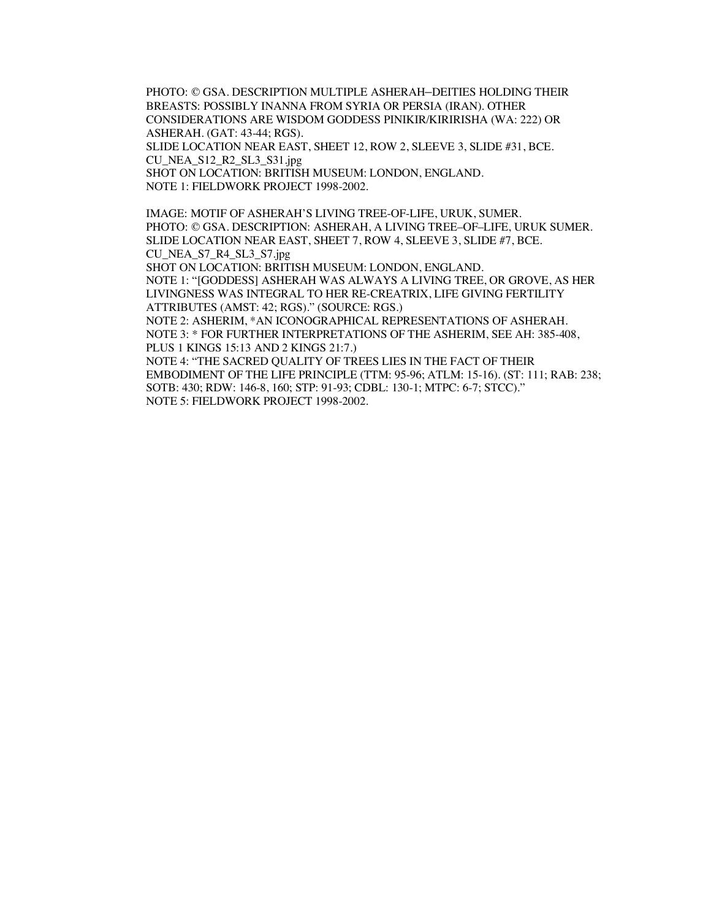PHOTO: © GSA. DESCRIPTION MULTIPLE ASHERAH–DEITIES HOLDING THEIR BREASTS: POSSIBLY INANNA FROM SYRIA OR PERSIA (IRAN). OTHER CONSIDERATIONS ARE WISDOM GODDESS PINIKIR/KIRIRISHA (WA: 222) OR ASHERAH. (GAT: 43-44; RGS).
SLIDE LOCATION NEAR EAST, SHEET 12, ROW 2, SLEEVE 3, SLIDE #31, BCE.
CU_NEA_S12_R2_SL3_S31.jpg
SHOT ON LOCATION: BRITISH MUSEUM: LONDON, ENGLAND.
NOTE 1: FIELDWORK PROJECT 1998-2002.

IMAGE: MOTIF OF ASHERAH'S LIVING TREE-OF-LIFE, URUK, SUMER.
PHOTO: © GSA. DESCRIPTION: ASHERAH, A LIVING TREE–OF–LIFE, URUK SUMER.
SLIDE LOCATION NEAR EAST, SHEET 7, ROW 4, SLEEVE 3, SLIDE #7, BCE.
CU_NEA_S7_R4_SL3_S7.jpg
SHOT ON LOCATION: BRITISH MUSEUM: LONDON, ENGLAND.
NOTE 1: "[GODDESS] ASHERAH WAS ALWAYS A LIVING TREE, OR GROVE, AS HER LIVINGNESS WAS INTEGRAL TO HER RE-CREATRIX, LIFE GIVING FERTILITY ATTRIBUTES (AMST: 42; RGS)." (SOURCE: RGS.)
NOTE 2: ASHERIM, *AN ICONOGRAPHICAL REPRESENTATIONS OF ASHERAH.
NOTE 3: * FOR FURTHER INTERPRETATIONS OF THE ASHERIM, SEE AH: 385-408, PLUS 1 KINGS 15:13 AND 2 KINGS 21:7.)
NOTE 4: "THE SACRED QUALITY OF TREES LIES IN THE FACT OF THEIR EMBODIMENT OF THE LIFE PRINCIPLE (TTM: 95-96; ATLM: 15-16). (ST: 111; RAB: 238; SOTB: 430; RDW: 146-8, 160; STP: 91-93; CDBL: 130-1; MTPC: 6-7; STCC)."
NOTE 5: FIELDWORK PROJECT 1998-2002.